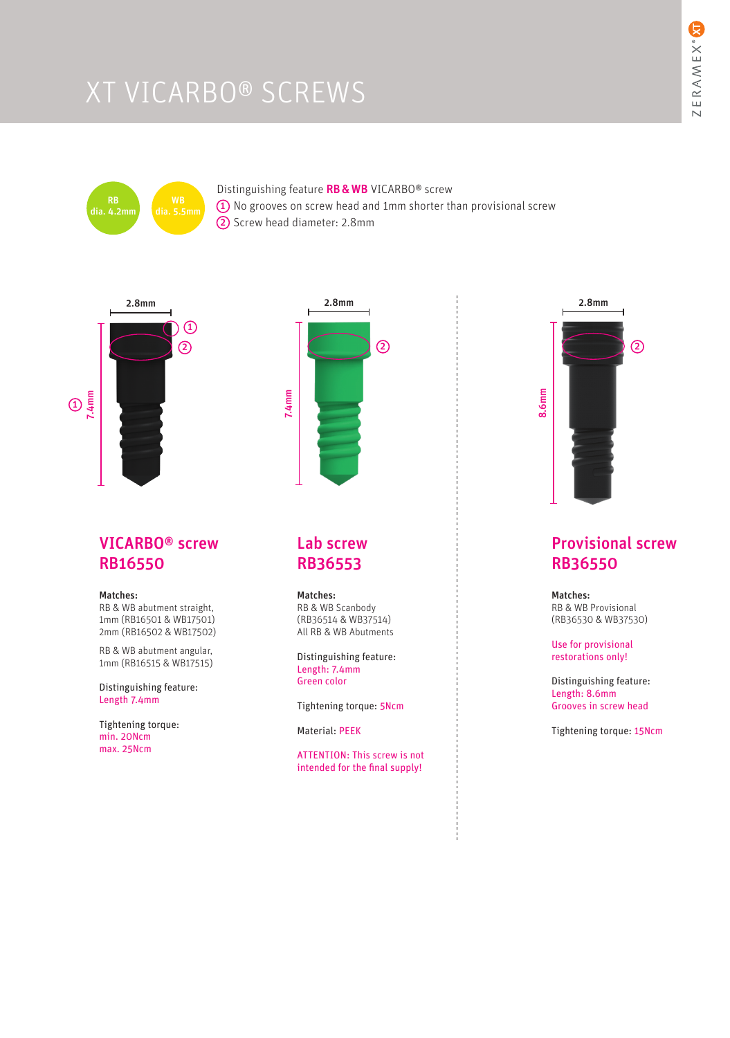# XT VICARBO® SCREWS

RB dia. 4.2mm — WB dia. 5.5mm

Distinguishing feature **RB & WB** VICARBO® screw

1. No grooves on screw head and 1mm shorter than provisional screw
2. Screw head diameter: 2.8mm

2.8mm — 7.4mm

2.8mm — 7.4mm

2.8mm — 8.6mm

## VICARBO® screw RB16550

**Matches:**
RB & WB abutment straight,
1mm (RB16501 & WB17501)
2mm (RB16502 & WB17502)

RB & WB abutment angular,
1mm (RB16515 & WB17515)

**Distinguishing feature:**
Length 7.4mm

**Tightening torque:**
min. 20Ncm
max. 25Ncm

## Lab screw RB36553

**Matches:**
RB & WB Scanbody
(RB36514 & WB37514)
All RB & WB Abutments

**Distinguishing feature:**
Length: 7.4mm
Green color

Tightening torque: 5Ncm

Material: PEEK

ATTENTION: This screw is not intended for the final supply!

## Provisional screw RB36550

**Matches:**
RB & WB Provisional
(RB36530 & WB37530)

Use for provisional restorations only!

**Distinguishing feature:**
Length: 8.6mm
Grooves in screw head

Tightening torque: 15Ncm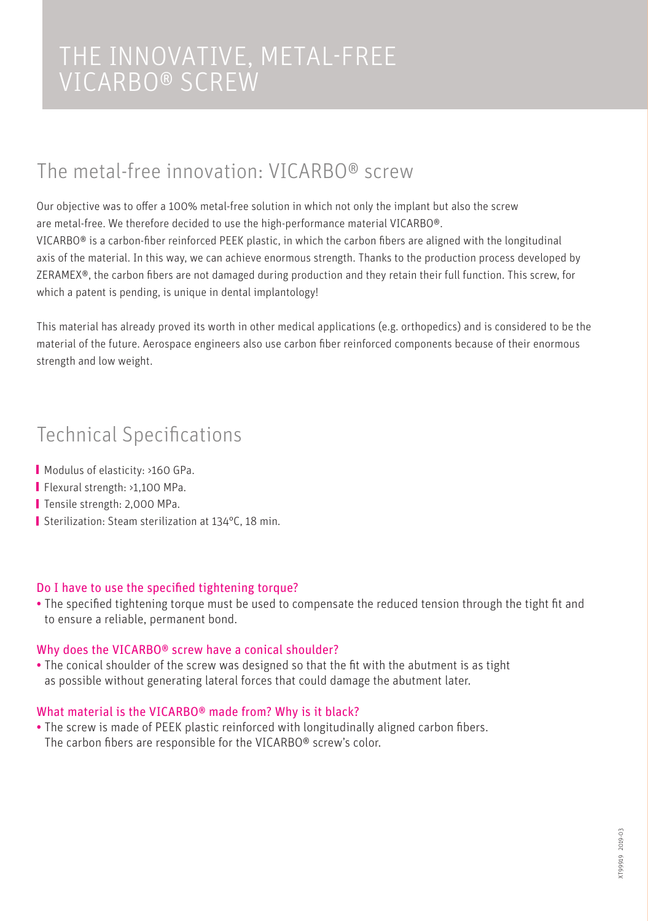# THE INNOVATIVE, METAL-FREE VICARBO® SCREW

## The metal-free innovation: VICARBO® screw

Our objective was to offer a 100% metal-free solution in which not only the implant but also the screw are metal-free. We therefore decided to use the high-performance material VICARBO®. VICARBO® is a carbon-fiber reinforced PEEK plastic, in which the carbon fibers are aligned with the longitudinal axis of the material. In this way, we can achieve enormous strength. Thanks to the production process developed by ZERAMEX®, the carbon fibers are not damaged during production and they retain their full function. This screw, for which a patent is pending, is unique in dental implantology!

This material has already proved its worth in other medical applications (e.g. orthopedics) and is considered to be the material of the future. Aerospace engineers also use carbon fiber reinforced components because of their enormous strength and low weight.

## Technical Specifications

- Modulus of elasticity: >160 GPa.
- Flexural strength: >1,100 MPa.
- Tensile strength: 2,000 MPa.
- Sterilization: Steam sterilization at 134°C, 18 min.

### Do I have to use the specified tightening torque?

- The specified tightening torque must be used to compensate the reduced tension through the tight fit and to ensure a reliable, permanent bond.

### Why does the VICARBO® screw have a conical shoulder?

- The conical shoulder of the screw was designed so that the fit with the abutment is as tight as possible without generating lateral forces that could damage the abutment later.

### What material is the VICARBO® made from? Why is it black?

- The screw is made of PEEK plastic reinforced with longitudinally aligned carbon fibers. The carbon fibers are responsible for the VICARBO® screw's color.

XT99919 2019-03